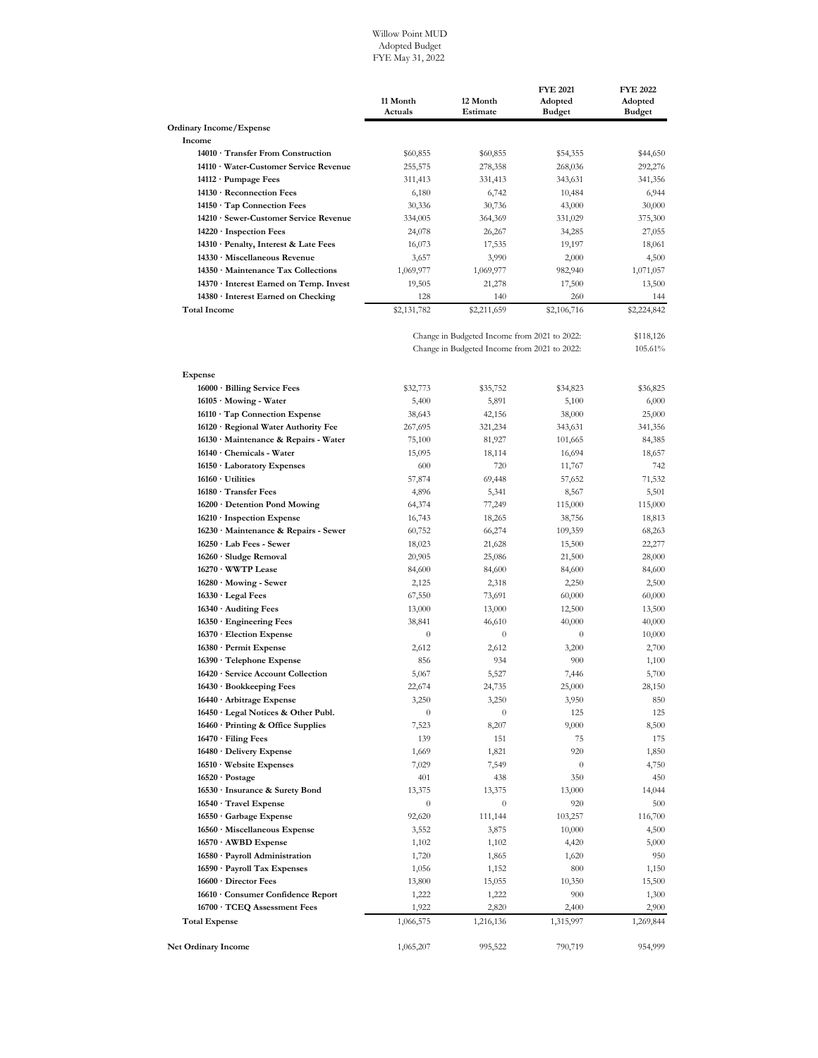Willow Point MUD
Adopted Budget
FYE May 31, 2022

| | 11 Month Actuals | 12 Month Estimate | FYE 2021 Adopted Budget | FYE 2022 Adopted Budget |
|---|---|---|---|---|
| **Ordinary Income/Expense** | | | | |
| **Income** | | | | |
| **14010 · Transfer From Construction** | $60,855 | $60,855 | $54,355 | $44,650 |
| **14110 · Water-Customer Service Revenue** | 255,575 | 278,358 | 268,036 | 292,276 |
| **14112 · Pumpage Fees** | 311,413 | 331,413 | 343,631 | 341,356 |
| **14130 · Reconnection Fees** | 6,180 | 6,742 | 10,484 | 6,944 |
| **14150 · Tap Connection Fees** | 30,336 | 30,736 | 43,000 | 30,000 |
| **14210 · Sewer-Customer Service Revenue** | 334,005 | 364,369 | 331,029 | 375,300 |
| **14220 · Inspection Fees** | 24,078 | 26,267 | 34,285 | 27,055 |
| **14310 · Penalty, Interest & Late Fees** | 16,073 | 17,535 | 19,197 | 18,061 |
| **14330 · Miscellaneous Revenue** | 3,657 | 3,990 | 2,000 | 4,500 |
| **14350 · Maintenance Tax Collections** | 1,069,977 | 1,069,977 | 982,940 | 1,071,057 |
| **14370 · Interest Earned on Temp. Invest** | 19,505 | 21,278 | 17,500 | 13,500 |
| **14380 · Interest Earned on Checking** | 128 | 140 | 260 | 144 |
| **Total Income** | $2,131,782 | $2,211,659 | $2,106,716 | $2,224,842 |
| | | Change in Budgeted Income from 2021 to 2022: | | $118,126 |
| | | Change in Budgeted Income from 2021 to 2022: | | 105.61% |
| **Expense** | | | | |
| **16000 · Billing Service Fees** | $32,773 | $35,752 | $34,823 | $36,825 |
| **16105 · Mowing - Water** | 5,400 | 5,891 | 5,100 | 6,000 |
| **16110 · Tap Connection Expense** | 38,643 | 42,156 | 38,000 | 25,000 |
| **16120 · Regional Water Authority Fee** | 267,695 | 321,234 | 343,631 | 341,356 |
| **16130 · Maintenance & Repairs - Water** | 75,100 | 81,927 | 101,665 | 84,385 |
| **16140 · Chemicals - Water** | 15,095 | 18,114 | 16,694 | 18,657 |
| **16150 · Laboratory Expenses** | 600 | 720 | 11,767 | 742 |
| **16160 · Utilities** | 57,874 | 69,448 | 57,652 | 71,532 |
| **16180 · Transfer Fees** | 4,896 | 5,341 | 8,567 | 5,501 |
| **16200 · Detention Pond Mowing** | 64,374 | 77,249 | 115,000 | 115,000 |
| **16210 · Inspection Expense** | 16,743 | 18,265 | 38,756 | 18,813 |
| **16230 · Maintenance & Repairs - Sewer** | 60,752 | 66,274 | 109,359 | 68,263 |
| **16250 · Lab Fees - Sewer** | 18,023 | 21,628 | 15,500 | 22,277 |
| **16260 · Sludge Removal** | 20,905 | 25,086 | 21,500 | 28,000 |
| **16270 · WWTP Lease** | 84,600 | 84,600 | 84,600 | 84,600 |
| **16280 · Mowing - Sewer** | 2,125 | 2,318 | 2,250 | 2,500 |
| **16330 · Legal Fees** | 67,550 | 73,691 | 60,000 | 60,000 |
| **16340 · Auditing Fees** | 13,000 | 13,000 | 12,500 | 13,500 |
| **16350 · Engineering Fees** | 38,841 | 46,610 | 40,000 | 40,000 |
| **16370 · Election Expense** | 0 | 0 | 0 | 10,000 |
| **16380 · Permit Expense** | 2,612 | 2,612 | 3,200 | 2,700 |
| **16390 · Telephone Expense** | 856 | 934 | 900 | 1,100 |
| **16420 · Service Account Collection** | 5,067 | 5,527 | 7,446 | 5,700 |
| **16430 · Bookkeeping Fees** | 22,674 | 24,735 | 25,000 | 28,150 |
| **16440 · Arbitrage Expense** | 3,250 | 3,250 | 3,950 | 850 |
| **16450 · Legal Notices & Other Publ.** | 0 | 0 | 125 | 125 |
| **16460 · Printing & Office Supplies** | 7,523 | 8,207 | 9,000 | 8,500 |
| **16470 · Filing Fees** | 139 | 151 | 75 | 175 |
| **16480 · Delivery Expense** | 1,669 | 1,821 | 920 | 1,850 |
| **16510 · Website Expenses** | 7,029 | 7,549 | 0 | 4,750 |
| **16520 · Postage** | 401 | 438 | 350 | 450 |
| **16530 · Insurance & Surety Bond** | 13,375 | 13,375 | 13,000 | 14,044 |
| **16540 · Travel Expense** | 0 | 0 | 920 | 500 |
| **16550 · Garbage Expense** | 92,620 | 111,144 | 103,257 | 116,700 |
| **16560 · Miscellaneous Expense** | 3,552 | 3,875 | 10,000 | 4,500 |
| **16570 · AWBD Expense** | 1,102 | 1,102 | 4,420 | 5,000 |
| **16580 · Payroll Administration** | 1,720 | 1,865 | 1,620 | 950 |
| **16590 · Payroll Tax Expenses** | 1,056 | 1,152 | 800 | 1,150 |
| **16600 · Director Fees** | 13,800 | 15,055 | 10,350 | 15,500 |
| **16610 · Consumer Confidence Report** | 1,222 | 1,222 | 900 | 1,300 |
| **16700 · TCEQ Assessment Fees** | 1,922 | 2,820 | 2,400 | 2,900 |
| **Total Expense** | 1,066,575 | 1,216,136 | 1,315,997 | 1,269,844 |
| **Net Ordinary Income** | 1,065,207 | 995,522 | 790,719 | 954,999 |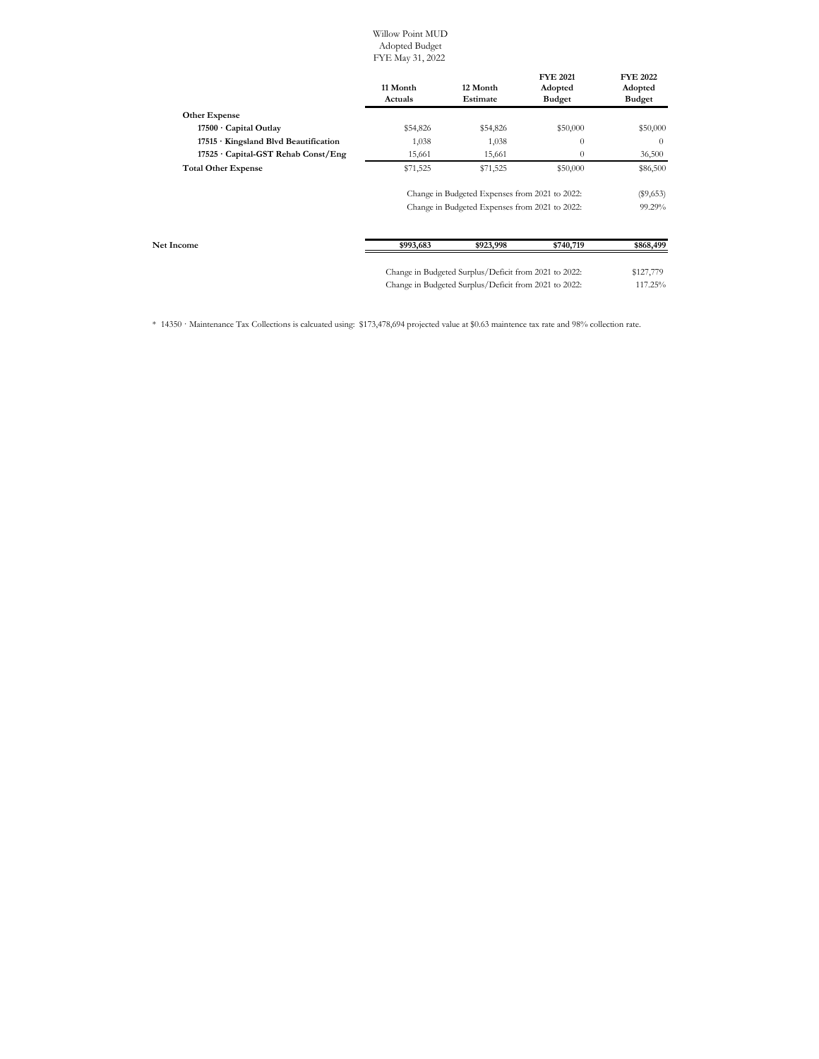Willow Point MUD
Adopted Budget
FYE May 31, 2022

| | 11 Month Actuals | 12 Month Estimate | FYE 2021 Adopted Budget | FYE 2022 Adopted Budget |
|---|---|---|---|---|
| **Other Expense** | | | | |
| **17500 · Capital Outlay** | $54,826 | $54,826 | $50,000 | $50,000 |
| **17515 · Kingsland Blvd Beautification** | 1,038 | 1,038 | 0 | 0 |
| **17525 · Capital-GST Rehab Const/Eng** | 15,661 | 15,661 | 0 | 36,500 |
| **Total Other Expense** | $71,525 | $71,525 | $50,000 | $86,500 |
| | Change in Budgeted Expenses from 2021 to 2022: | | | ($9,653) |
| | Change in Budgeted Expenses from 2021 to 2022: | | | 99.29% |
| **Net Income** | **$993,683** | **$923,998** | **$740,719** | **$868,499** |
| | Change in Budgeted Surplus/Deficit from 2021 to 2022: | | | $127,779 |
| | Change in Budgeted Surplus/Deficit from 2021 to 2022: | | | 117.25% |

* 14350 · Maintenance Tax Collections is calcuated using: $173,478,694 projected value at $0.63 maintence tax rate and 98% collection rate.